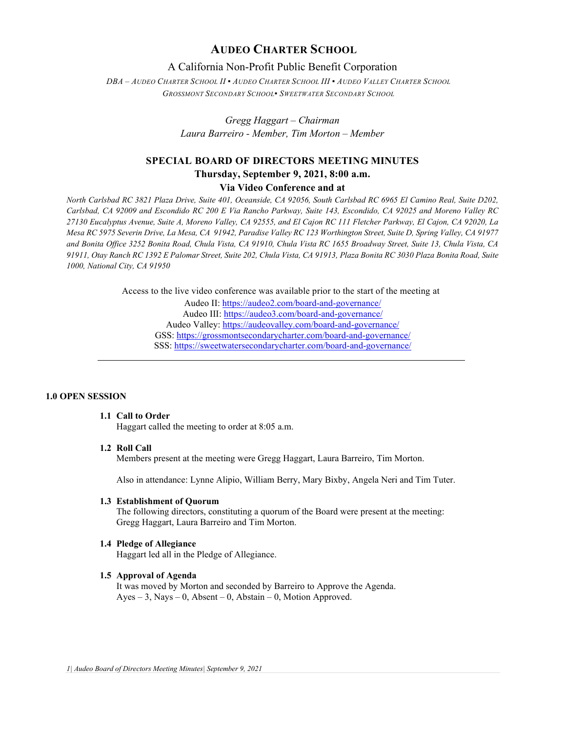# Audeo Charter School

## A California Non-Profit Public Benefit Corporation

*DBA – Audeo Charter School II ▪ Audeo Charter School III ▪ Audeo Valley Charter School*
*Grossmont Secondary School▪ Sweetwater Secondary School*

*Gregg Haggart – Chairman*
*Laura Barreiro - Member, Tim Morton – Member*

## SPECIAL BOARD OF DIRECTORS MEETING MINUTES

**Thursday, September 9, 2021, 8:00 a.m.**

**Via Video Conference and at**

*North Carlsbad RC 3821 Plaza Drive, Suite 401, Oceanside, CA 92056, South Carlsbad RC 6965 El Camino Real, Suite D202, Carlsbad, CA 92009 and Escondido RC 200 E Via Rancho Parkway, Suite 143, Escondido, CA 92025 and Moreno Valley RC 27130 Eucalyptus Avenue, Suite A, Moreno Valley, CA 92555, and El Cajon RC 111 Fletcher Parkway, El Cajon, CA 92020, La Mesa RC 5975 Severin Drive, La Mesa, CA 91942, Paradise Valley RC 123 Worthington Street, Suite D, Spring Valley, CA 91977 and Bonita Office 3252 Bonita Road, Chula Vista, CA 91910, Chula Vista RC 1655 Broadway Street, Suite 13, Chula Vista, CA 91911, Otay Ranch RC 1392 E Palomar Street, Suite 202, Chula Vista, CA 91913, Plaza Bonita RC 3030 Plaza Bonita Road, Suite 1000, National City, CA 91950*

Access to the live video conference was available prior to the start of the meeting at
Audeo II: https://audeo2.com/board-and-governance/
Audeo III: https://audeo3.com/board-and-governance/
Audeo Valley: https://audeovalley.com/board-and-governance/
GSS: https://grossmontsecondarycharter.com/board-and-governance/
SSS: https://sweetwatersecondarycharter.com/board-and-governance/

---

### 1.0 OPEN SESSION

**1.1 Call to Order**
Haggart called the meeting to order at 8:05 a.m.

**1.2 Roll Call**
Members present at the meeting were Gregg Haggart, Laura Barreiro, Tim Morton.

Also in attendance: Lynne Alipio, William Berry, Mary Bixby, Angela Neri and Tim Tuter.

**1.3 Establishment of Quorum**
The following directors, constituting a quorum of the Board were present at the meeting: Gregg Haggart, Laura Barreiro and Tim Morton.

**1.4 Pledge of Allegiance**
Haggart led all in the Pledge of Allegiance.

**1.5 Approval of Agenda**
It was moved by Morton and seconded by Barreiro to Approve the Agenda.
Ayes – 3, Nays – 0, Absent – 0, Abstain – 0, Motion Approved.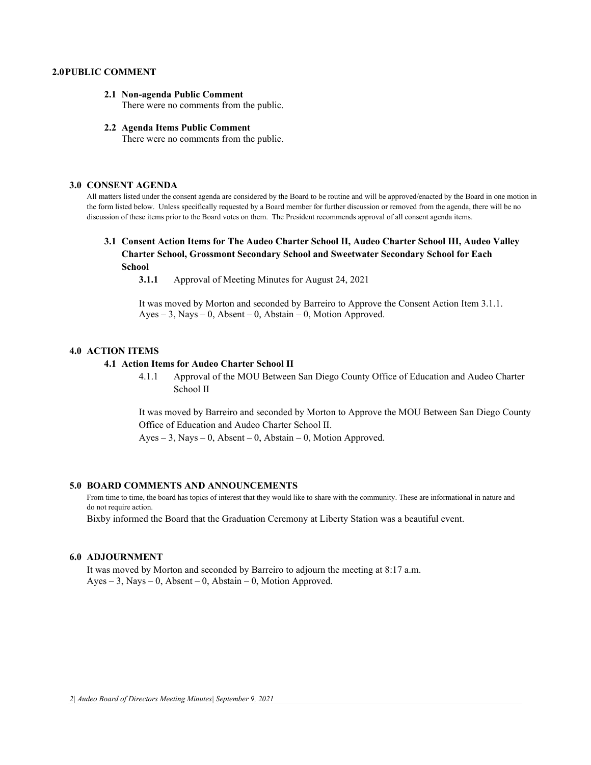## 2.0 PUBLIC COMMENT

### 2.1 Non-agenda Public Comment

There were no comments from the public.

### 2.2 Agenda Items Public Comment

There were no comments from the public.

## 3.0 CONSENT AGENDA

All matters listed under the consent agenda are considered by the Board to be routine and will be approved/enacted by the Board in one motion in the form listed below. Unless specifically requested by a Board member for further discussion or removed from the agenda, there will be no discussion of these items prior to the Board votes on them. The President recommends approval of all consent agenda items.

### 3.1 Consent Action Items for The Audeo Charter School II, Audeo Charter School III, Audeo Valley Charter School, Grossmont Secondary School and Sweetwater Secondary School for Each School

**3.1.1** Approval of Meeting Minutes for August 24, 2021

It was moved by Morton and seconded by Barreiro to Approve the Consent Action Item 3.1.1.
Ayes – 3, Nays – 0, Absent – 0, Abstain – 0, Motion Approved.

## 4.0 ACTION ITEMS

### 4.1 Action Items for Audeo Charter School II

4.1.1 Approval of the MOU Between San Diego County Office of Education and Audeo Charter School II

It was moved by Barreiro and seconded by Morton to Approve the MOU Between San Diego County Office of Education and Audeo Charter School II.
Ayes – 3, Nays – 0, Absent – 0, Abstain – 0, Motion Approved.

## 5.0 BOARD COMMENTS AND ANNOUNCEMENTS

From time to time, the board has topics of interest that they would like to share with the community. These are informational in nature and do not require action.

Bixby informed the Board that the Graduation Ceremony at Liberty Station was a beautiful event.

## 6.0 ADJOURNMENT

It was moved by Morton and seconded by Barreiro to adjourn the meeting at 8:17 a.m.
Ayes – 3, Nays – 0, Absent – 0, Abstain – 0, Motion Approved.